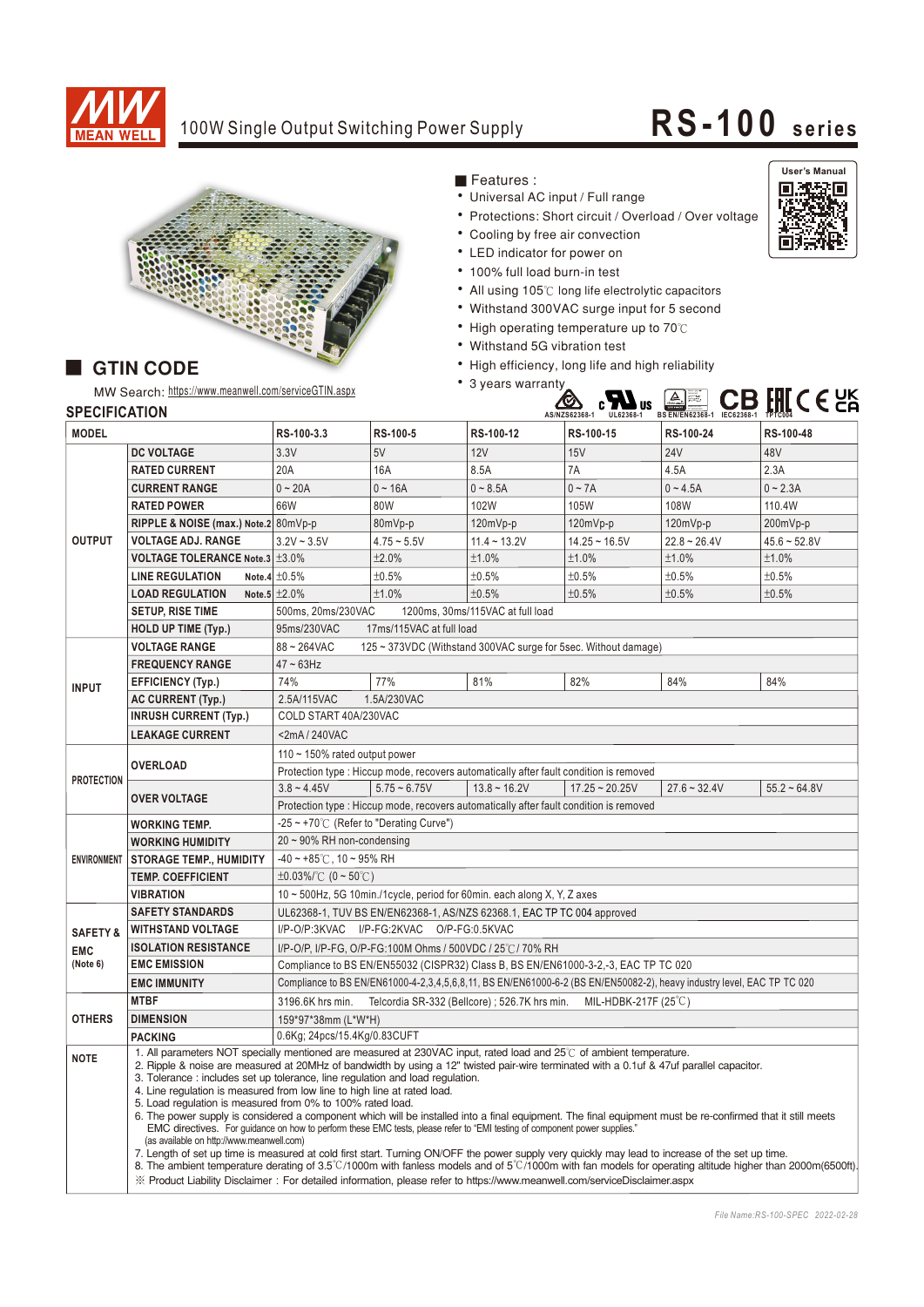# MEAN WELL

## 100W Single Output Switching Power Supply

# RS-100 series

User's Manual

■ Features :

- Universal AC input / Full range
- Protections: Short circuit / Overload / Over voltage
- Cooling by free air convection
- LED indicator for power on
- 100% full load burn-in test
- All using 105℃ long life electrolytic capacitors
- Withstand 300VAC surge input for 5 second
- High operating temperature up to 70℃
- Withstand 5G vibration test
- High efficiency, long life and high reliability
- 3 years warranty

## ■ GTIN CODE

MW Search: https://www.meanwell.com/serviceGTIN.aspx

AS/NZS62368-1 UL62368-1 BS EN/EN62368-1 IEC62368-1 TPTC004

## SPECIFICATION

| MODEL | | RS-100-3.3 | RS-100-5 | RS-100-12 | RS-100-15 | RS-100-24 | RS-100-48 |
|---|---|---|---|---|---|---|---|
| OUTPUT | DC VOLTAGE | 3.3V | 5V | 12V | 15V | 24V | 48V |
| | RATED CURRENT | 20A | 16A | 8.5A | 7A | 4.5A | 2.3A |
| | CURRENT RANGE | 0 ~ 20A | 0 ~ 16A | 0 ~ 8.5A | 0 ~ 7A | 0 ~ 4.5A | 0 ~ 2.3A |
| | RATED POWER | 66W | 80W | 102W | 105W | 108W | 110.4W |
| | RIPPLE & NOISE (max.) Note.2 | 80mVp-p | 80mVp-p | 120mVp-p | 120mVp-p | 120mVp-p | 200mVp-p |
| | VOLTAGE ADJ. RANGE | 3.2V ~ 3.5V | 4.75 ~ 5.5V | 11.4 ~ 13.2V | 14.25 ~ 16.5V | 22.8 ~ 26.4V | 45.6 ~ 52.8V |
| | VOLTAGE TOLERANCE Note.3 | ±3.0% | ±2.0% | ±1.0% | ±1.0% | ±1.0% | ±1.0% |
| | LINE REGULATION Note.4 | ±0.5% | ±0.5% | ±0.5% | ±0.5% | ±0.5% | ±0.5% |
| | LOAD REGULATION Note.5 | ±2.0% | ±1.0% | ±0.5% | ±0.5% | ±0.5% | ±0.5% |
| | SETUP, RISE TIME | 500ms, 20ms/230VAC 1200ms, 30ms/115VAC at full load | | | | | |
| | HOLD UP TIME (Typ.) | 95ms/230VAC 17ms/115VAC at full load | | | | | |
| INPUT | VOLTAGE RANGE | 88 ~ 264VAC 125 ~ 373VDC (Withstand 300VAC surge for 5sec. Without damage) | | | | | |
| | FREQUENCY RANGE | 47 ~ 63Hz | | | | | |
| | EFFICIENCY (Typ.) | 74% | 77% | 81% | 82% | 84% | 84% |
| | AC CURRENT (Typ.) | 2.5A/115VAC 1.5A/230VAC | | | | | |
| | INRUSH CURRENT (Typ.) | COLD START 40A/230VAC | | | | | |
| | LEAKAGE CURRENT | <2mA / 240VAC | | | | | |
| PROTECTION | OVERLOAD | 110 ~ 150% rated output power | | | | | |
| | | Protection type : Hiccup mode, recovers automatically after fault condition is removed | | | | | |
| | OVER VOLTAGE | 3.8 ~ 4.45V | 5.75 ~ 6.75V | 13.8 ~ 16.2V | 17.25 ~ 20.25V | 27.6 ~ 32.4V | 55.2 ~ 64.8V |
| | | Protection type : Hiccup mode, recovers automatically after fault condition is removed | | | | | |
| ENVIRONMENT | WORKING TEMP. | -25 ~ +70℃ (Refer to "Derating Curve") | | | | | |
| | WORKING HUMIDITY | 20 ~ 90% RH non-condensing | | | | | |
| | STORAGE TEMP., HUMIDITY | -40 ~ +85℃, 10 ~ 95% RH | | | | | |
| | TEMP. COEFFICIENT | ±0.03%/℃ (0 ~ 50℃) | | | | | |
| | VIBRATION | 10 ~ 500Hz, 5G 10min./1cycle, period for 60min. each along X, Y, Z axes | | | | | |
| SAFETY & EMC (Note 6) | SAFETY STANDARDS | UL62368-1, TUV BS EN/EN62368-1, AS/NZS 62368.1, EAC TP TC 004 approved | | | | | |
| | WITHSTAND VOLTAGE | I/P-O/P:3KVAC I/P-FG:2KVAC O/P-FG:0.5KVAC | | | | | |
| | ISOLATION RESISTANCE | I/P-O/P, I/P-FG, O/P-FG:100M Ohms / 500VDC / 25℃/ 70% RH | | | | | |
| | EMC EMISSION | Compliance to BS EN/EN55032 (CISPR32) Class B, BS EN/EN61000-3-2,-3, EAC TP TC 020 | | | | | |
| | EMC IMMUNITY | Compliance to BS EN/EN61000-4-2,3,4,5,6,8,11, BS EN/EN61000-6-2 (BS EN/EN50082-2), heavy industry level, EAC TP TC 020 | | | | | |
| OTHERS | MTBF | 3196.6K hrs min. Telcordia SR-332 (Bellcore) ; 526.7K hrs min. MIL-HDBK-217F (25℃) | | | | | |
| | DIMENSION | 159*97*38mm (L*W*H) | | | | | |
| | PACKING | 0.6Kg; 24pcs/15.4Kg/0.83CUFT | | | | | |

**NOTE**

1. All parameters NOT specially mentioned are measured at 230VAC input, rated load and 25℃ of ambient temperature.
2. Ripple & noise are measured at 20MHz of bandwidth by using a 12" twisted pair-wire terminated with a 0.1uf & 47uf parallel capacitor.
3. Tolerance : includes set up tolerance, line regulation and load regulation.
4. Line regulation is measured from low line to high line at rated load.
5. Load regulation is measured from 0% to 100% rated load.
6. The power supply is considered a component which will be installed into a final equipment. The final equipment must be re-confirmed that it still meets EMC directives. For guidance on how to perform these EMC tests, please refer to "EMI testing of component power supplies." (as available on http://www.meanwell.com)
7. Length of set up time is measured at cold first start. Turning ON/OFF the power supply very quickly may lead to increase of the set up time.
8. The ambient temperature derating of 3.5℃/1000m with fanless models and of 5℃/1000m with fan models for operating altitude higher than 2000m(6500ft).

※ Product Liability Disclaimer : For detailed information, please refer to https://www.meanwell.com/serviceDisclaimer.aspx

*File Name:RS-100-SPEC 2022-02-28*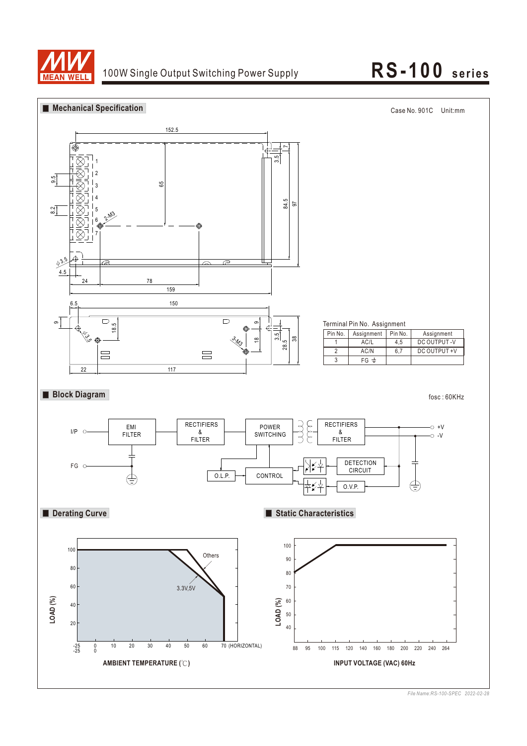100W Single Output Switching Power Supply

# RS-100 series

## Mechanical Specification

Case No. 901C Unit:mm

152.5

65

9.5

8.2

1
2
3
4
5
6
7

2-M3

3.5

7

84.5

97

φ3.5

4.5

24

78

159

6.5

150

9

18.5

φ3.5

9

3-M3

18

3.5

28.5

38

22

117

Terminal Pin No. Assignment

| Pin No. | Assignment | Pin No. | Assignment |
|---|---|---|---|
| 1 | AC/L | 4,5 | DC OUTPUT -V |
| 2 | AC/N | 6,7 | DC OUTPUT +V |
| 3 | FG ⏚ | | |

## Block Diagram

fosc : 60KHz

I/P

FG

EMI FILTER

RECTIFIERS & FILTER

POWER SWITCHING

RECTIFIERS & FILTER

+V

-V

DETECTION CIRCUIT

O.L.P.

CONTROL

O.V.P.

## Derating Curve

LOAD (%)

100
80
60
40
20

Others

3.3V,5V

-25 -25
0 0
10
20
30
40
50
60
70 (HORIZONTAL)

AMBIENT TEMPERATURE (℃)

## Static Characteristics

LOAD (%)

100
90
80
70
60
50
40

88
95
100
115
120
140
160
180
200
220
240
264

INPUT VOLTAGE (VAC) 60Hz

*File Name:RS-100-SPEC 2022-02-28*